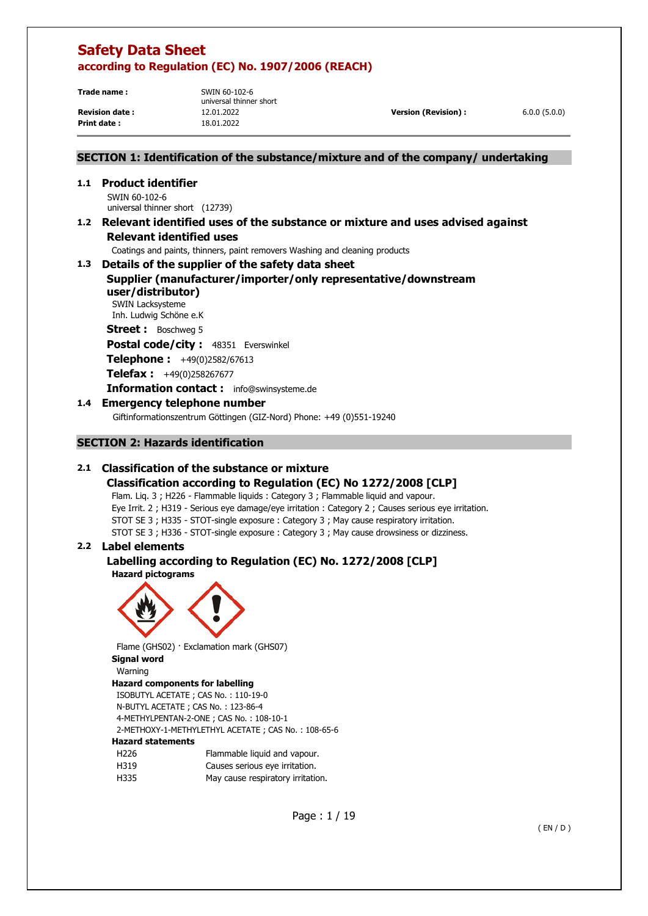# Safety Data Sheet

## according to Regulation (EC) No. 1907/2006 (REACH)

| | | | |
|---|---|---|---|
| **Trade name :** | SWIN 60-102-6<br>universal thinner short | | |
| **Revision date :** | 12.01.2022 | **Version (Revision) :** | 6.0.0 (5.0.0) |
| **Print date :** | 18.01.2022 | | |

## SECTION 1: Identification of the substance/mixture and of the company/ undertaking

### 1.1 Product identifier

SWIN 60-102-6
universal thinner short (12739)

### 1.2 Relevant identified uses of the substance or mixture and uses advised against

#### Relevant identified uses

Coatings and paints, thinners, paint removers Washing and cleaning products

### 1.3 Details of the supplier of the safety data sheet

#### Supplier (manufacturer/importer/only representative/downstream user/distributor)

SWIN Lacksysteme
Inh. Ludwig Schöne e.K

**Street :** Boschweg 5

**Postal code/city :** 48351 Everswinkel

**Telephone :** +49(0)2582/67613

**Telefax :** +49(0)258267677

**Information contact :** info@swinsysteme.de

### 1.4 Emergency telephone number

Giftinformationszentrum Göttingen (GIZ-Nord) Phone: +49 (0)551-19240

## SECTION 2: Hazards identification

### 2.1 Classification of the substance or mixture

#### Classification according to Regulation (EC) No 1272/2008 [CLP]

Flam. Liq. 3 ; H226 - Flammable liquids : Category 3 ; Flammable liquid and vapour.
Eye Irrit. 2 ; H319 - Serious eye damage/eye irritation : Category 2 ; Causes serious eye irritation.
STOT SE 3 ; H335 - STOT-single exposure : Category 3 ; May cause respiratory irritation.
STOT SE 3 ; H336 - STOT-single exposure : Category 3 ; May cause drowsiness or dizziness.

### 2.2 Label elements

#### Labelling according to Regulation (EC) No. 1272/2008 [CLP]

**Hazard pictograms**

Flame (GHS02) · Exclamation mark (GHS07)

**Signal word**

Warning

**Hazard components for labelling**

ISOBUTYL ACETATE ; CAS No. : 110-19-0
N-BUTYL ACETATE ; CAS No. : 123-86-4
4-METHYLPENTAN-2-ONE ; CAS No. : 108-10-1
2-METHOXY-1-METHYLETHYL ACETATE ; CAS No. : 108-65-6

**Hazard statements**

| | |
|---|---|
| H226 | Flammable liquid and vapour. |
| H319 | Causes serious eye irritation. |
| H335 | May cause respiratory irritation. |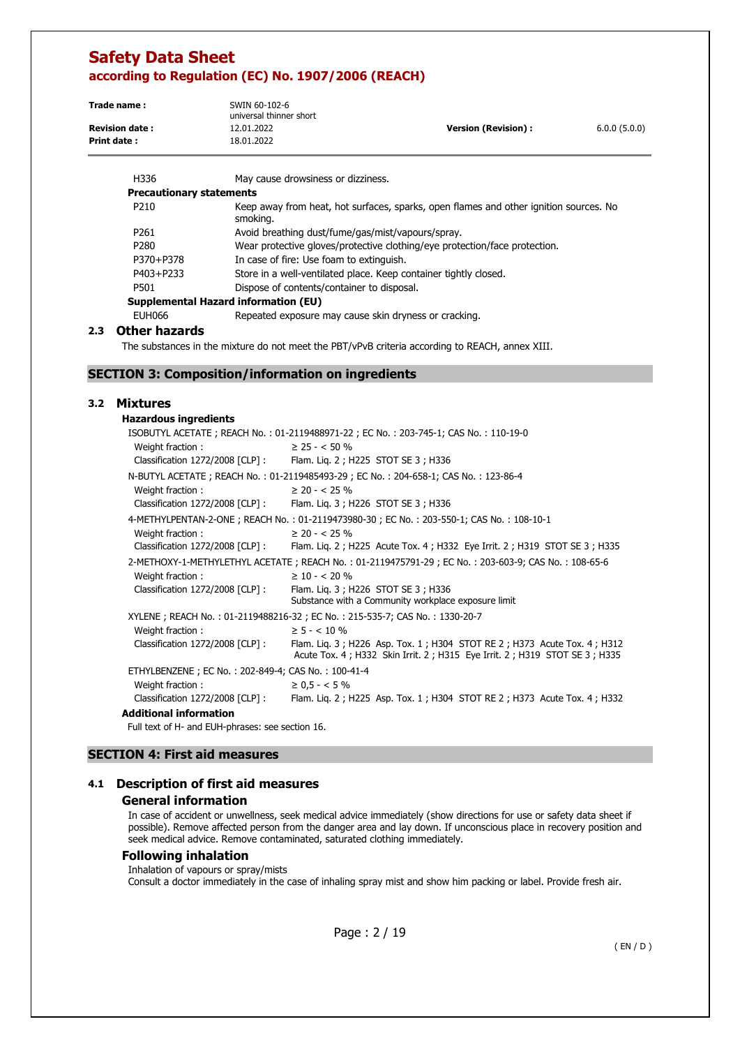| | |
|---|---|
| H336 | May cause drowsiness or dizziness. |

**Precautionary statements**

| | |
|---|---|
| P210 | Keep away from heat, hot surfaces, sparks, open flames and other ignition sources. No smoking. |
| P261 | Avoid breathing dust/fume/gas/mist/vapours/spray. |
| P280 | Wear protective gloves/protective clothing/eye protection/face protection. |
| P370+P378 | In case of fire: Use foam to extinguish. |
| P403+P233 | Store in a well-ventilated place. Keep container tightly closed. |
| P501 | Dispose of contents/container to disposal. |

**Supplemental Hazard information (EU)**

| | |
|---|---|
| EUH066 | Repeated exposure may cause skin dryness or cracking. |

### 2.3 Other hazards

The substances in the mixture do not meet the PBT/vPvB criteria according to REACH, annex XIII.

## SECTION 3: Composition/information on ingredients

### 3.2 Mixtures

**Hazardous ingredients**

ISOBUTYL ACETATE ; REACH No. : 01-2119488971-22 ; EC No. : 203-745-1; CAS No. : 110-19-0

- Weight fraction : ≥ 25 - < 50 %
- Classification 1272/2008 [CLP] : Flam. Liq. 2 ; H225 STOT SE 3 ; H336

N-BUTYL ACETATE ; REACH No. : 01-2119485493-29 ; EC No. : 204-658-1; CAS No. : 123-86-4

- Weight fraction : ≥ 20 - < 25 %
- Classification 1272/2008 [CLP] : Flam. Liq. 3 ; H226 STOT SE 3 ; H336

4-METHYLPENTAN-2-ONE ; REACH No. : 01-2119473980-30 ; EC No. : 203-550-1; CAS No. : 108-10-1

- Weight fraction : ≥ 20 - < 25 %
- Classification 1272/2008 [CLP] : Flam. Liq. 2 ; H225 Acute Tox. 4 ; H332 Eye Irrit. 2 ; H319 STOT SE 3 ; H335

2-METHOXY-1-METHYLETHYL ACETATE ; REACH No. : 01-2119475791-29 ; EC No. : 203-603-9; CAS No. : 108-65-6

- Weight fraction : ≥ 10 - < 20 %
- Classification 1272/2008 [CLP] : Flam. Liq. 3 ; H226 STOT SE 3 ; H336
  Substance with a Community workplace exposure limit

XYLENE ; REACH No. : 01-2119488216-32 ; EC No. : 215-535-7; CAS No. : 1330-20-7

- Weight fraction : ≥ 5 - < 10 %
- Classification 1272/2008 [CLP] : Flam. Liq. 3 ; H226 Asp. Tox. 1 ; H304 STOT RE 2 ; H373 Acute Tox. 4 ; H312 Acute Tox. 4 ; H332 Skin Irrit. 2 ; H315 Eye Irrit. 2 ; H319 STOT SE 3 ; H335

ETHYLBENZENE ; EC No. : 202-849-4; CAS No. : 100-41-4

- Weight fraction : ≥ 0,5 - < 5 %
- Classification 1272/2008 [CLP] : Flam. Liq. 2 ; H225 Asp. Tox. 1 ; H304 STOT RE 2 ; H373 Acute Tox. 4 ; H332

**Additional information**

Full text of H- and EUH-phrases: see section 16.

## SECTION 4: First aid measures

### 4.1 Description of first aid measures

#### General information

In case of accident or unwellness, seek medical advice immediately (show directions for use or safety data sheet if possible). Remove affected person from the danger area and lay down. If unconscious place in recovery position and seek medical advice. Remove contaminated, saturated clothing immediately.

#### Following inhalation

Inhalation of vapours or spray/mists

Consult a doctor immediately in the case of inhaling spray mist and show him packing or label. Provide fresh air.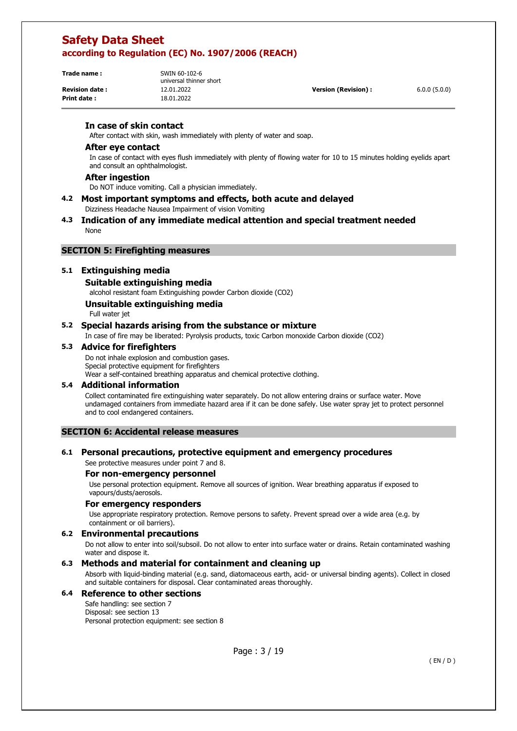### In case of skin contact

After contact with skin, wash immediately with plenty of water and soap.

### After eye contact

In case of contact with eyes flush immediately with plenty of flowing water for 10 to 15 minutes holding eyelids apart and consult an ophthalmologist.

### After ingestion

Do NOT induce vomiting. Call a physician immediately.

## 4.2 Most important symptoms and effects, both acute and delayed

Dizziness Headache Nausea Impairment of vision Vomiting

## 4.3 Indication of any immediate medical attention and special treatment needed

None

# SECTION 5: Firefighting measures

## 5.1 Extinguishing media

### Suitable extinguishing media

alcohol resistant foam Extinguishing powder Carbon dioxide ($CO_2$)

### Unsuitable extinguishing media

Full water jet

## 5.2 Special hazards arising from the substance or mixture

In case of fire may be liberated: Pyrolysis products, toxic Carbon monoxide Carbon dioxide ($CO_2$)

## 5.3 Advice for firefighters

Do not inhale explosion and combustion gases.
Special protective equipment for firefighters
Wear a self-contained breathing apparatus and chemical protective clothing.

## 5.4 Additional information

Collect contaminated fire extinguishing water separately. Do not allow entering drains or surface water. Move undamaged containers from immediate hazard area if it can be done safely. Use water spray jet to protect personnel and to cool endangered containers.

# SECTION 6: Accidental release measures

## 6.1 Personal precautions, protective equipment and emergency procedures

See protective measures under point 7 and 8.

### For non-emergency personnel

Use personal protection equipment. Remove all sources of ignition. Wear breathing apparatus if exposed to vapours/dusts/aerosols.

### For emergency responders

Use appropriate respiratory protection. Remove persons to safety. Prevent spread over a wide area (e.g. by containment or oil barriers).

## 6.2 Environmental precautions

Do not allow to enter into soil/subsoil. Do not allow to enter into surface water or drains. Retain contaminated washing water and dispose it.

## 6.3 Methods and material for containment and cleaning up

Absorb with liquid-binding material (e.g. sand, diatomaceous earth, acid- or universal binding agents). Collect in closed and suitable containers for disposal. Clear contaminated areas thoroughly.

## 6.4 Reference to other sections

Safe handling: see section 7
Disposal: see section 13
Personal protection equipment: see section 8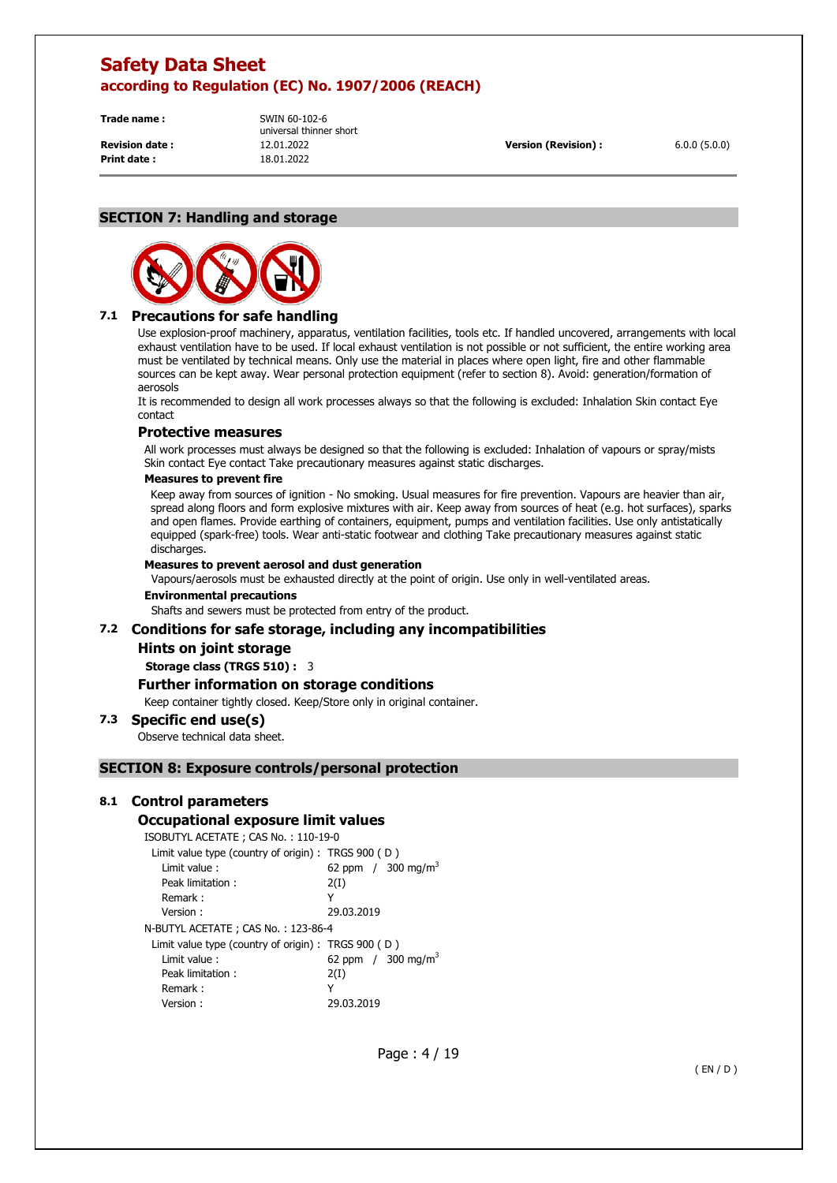## SECTION 7: Handling and storage

### 7.1 Precautions for safe handling

Use explosion-proof machinery, apparatus, ventilation facilities, tools etc. If handled uncovered, arrangements with local exhaust ventilation have to be used. If local exhaust ventilation is not possible or not sufficient, the entire working area must be ventilated by technical means. Only use the material in places where open light, fire and other flammable sources can be kept away. Wear personal protection equipment (refer to section 8). Avoid: generation/formation of aerosols

It is recommended to design all work processes always so that the following is excluded: Inhalation Skin contact Eye contact

#### Protective measures

All work processes must always be designed so that the following is excluded: Inhalation of vapours or spray/mists Skin contact Eye contact Take precautionary measures against static discharges.

**Measures to prevent fire**

Keep away from sources of ignition - No smoking. Usual measures for fire prevention. Vapours are heavier than air, spread along floors and form explosive mixtures with air. Keep away from sources of heat (e.g. hot surfaces), sparks and open flames. Provide earthing of containers, equipment, pumps and ventilation facilities. Use only antistatically equipped (spark-free) tools. Wear anti-static footwear and clothing Take precautionary measures against static discharges.

**Measures to prevent aerosol and dust generation**

Vapours/aerosols must be exhausted directly at the point of origin. Use only in well-ventilated areas.

**Environmental precautions**

Shafts and sewers must be protected from entry of the product.

### 7.2 Conditions for safe storage, including any incompatibilities

#### Hints on joint storage

**Storage class (TRGS 510) :** 3

#### Further information on storage conditions

Keep container tightly closed. Keep/Store only in original container.

### 7.3 Specific end use(s)

Observe technical data sheet.

## SECTION 8: Exposure controls/personal protection

### 8.1 Control parameters

#### Occupational exposure limit values

ISOBUTYL ACETATE ; CAS No. : 110-19-0

| | |
|---|---|
| Limit value type (country of origin) : | TRGS 900 ( D ) |
| Limit value : | 62 ppm / 300 mg/m$^3$ |
| Peak limitation : | 2(I) |
| Remark : | Y |
| Version : | 29.03.2019 |

N-BUTYL ACETATE ; CAS No. : 123-86-4

| | |
|---|---|
| Limit value type (country of origin) : | TRGS 900 ( D ) |
| Limit value : | 62 ppm / 300 mg/m$^3$ |
| Peak limitation : | 2(I) |
| Remark : | Y |
| Version : | 29.03.2019 |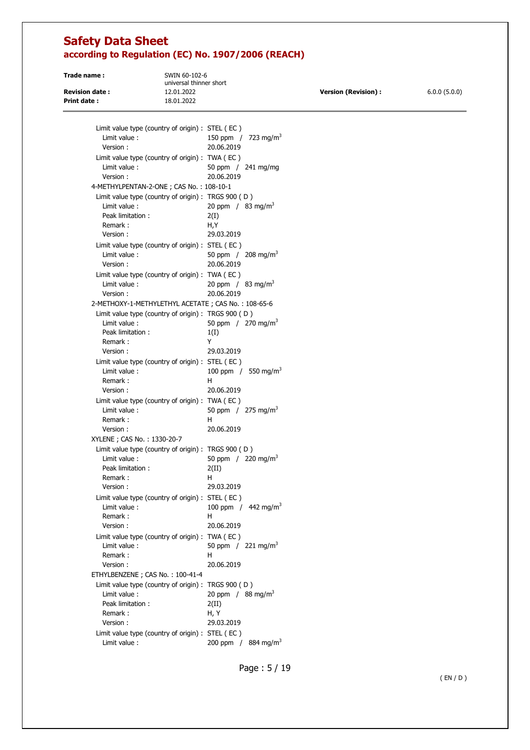Limit value type (country of origin) : STEL ( EC )
Limit value : 150 ppm / 723 mg/m$^3$
Version : 20.06.2019

Limit value type (country of origin) : TWA ( EC )
Limit value : 50 ppm / 241 mg/mg
Version : 20.06.2019

4-METHYLPENTAN-2-ONE ; CAS No. : 108-10-1

Limit value type (country of origin) : TRGS 900 ( D )
Limit value : 20 ppm / 83 mg/m$^3$
Peak limitation : 2(I)
Remark : H,Y
Version : 29.03.2019

Limit value type (country of origin) : STEL ( EC )
Limit value : 50 ppm / 208 mg/m$^3$
Version : 20.06.2019

Limit value type (country of origin) : TWA ( EC )
Limit value : 20 ppm / 83 mg/m$^3$
Version : 20.06.2019

2-METHOXY-1-METHYLETHYL ACETATE ; CAS No. : 108-65-6

Limit value type (country of origin) : TRGS 900 ( D )
Limit value : 50 ppm / 270 mg/m$^3$
Peak limitation : 1(I)
Remark : Y
Version : 29.03.2019

Limit value type (country of origin) : STEL ( EC )
Limit value : 100 ppm / 550 mg/m$^3$
Remark : H
Version : 20.06.2019

Limit value type (country of origin) : TWA ( EC )
Limit value : 50 ppm / 275 mg/m$^3$
Remark : H
Version : 20.06.2019

XYLENE ; CAS No. : 1330-20-7

Limit value type (country of origin) : TRGS 900 ( D )
Limit value : 50 ppm / 220 mg/m$^3$
Peak limitation : 2(II)
Remark : H
Version : 29.03.2019

Limit value type (country of origin) : STEL ( EC )
Limit value : 100 ppm / 442 mg/m$^3$
Remark : H
Version : 20.06.2019

Limit value type (country of origin) : TWA ( EC )
Limit value : 50 ppm / 221 mg/m$^3$
Remark : H
Version : 20.06.2019

ETHYLBENZENE ; CAS No. : 100-41-4

Limit value type (country of origin) : TRGS 900 ( D )
Limit value : 20 ppm / 88 mg/m$^3$
Peak limitation : 2(II)
Remark : H, Y
Version : 29.03.2019

Limit value type (country of origin) : STEL ( EC )
Limit value : 200 ppm / 884 mg/m$^3$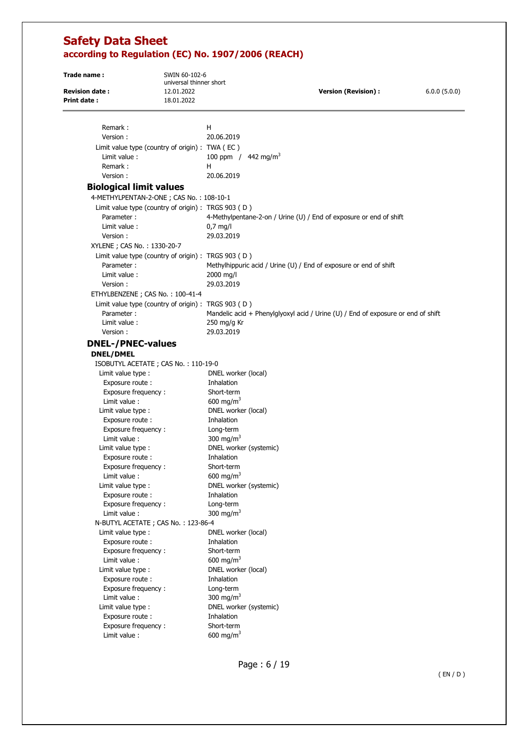Remark : H
Version : 20.06.2019

Limit value type (country of origin) : TWA ( EC )
Limit value : 100 ppm / 442 mg/m$^3$
Remark : H
Version : 20.06.2019

### Biological limit values

4-METHYLPENTAN-2-ONE ; CAS No. : 108-10-1

Limit value type (country of origin) : TRGS 903 ( D )
Parameter : 4-Methylpentane-2-on / Urine (U) / End of exposure or end of shift
Limit value : 0,7 mg/l
Version : 29.03.2019

XYLENE ; CAS No. : 1330-20-7

Limit value type (country of origin) : TRGS 903 ( D )
Parameter : Methylhippuric acid / Urine (U) / End of exposure or end of shift
Limit value : 2000 mg/l
Version : 29.03.2019

ETHYLBENZENE ; CAS No. : 100-41-4

Limit value type (country of origin) : TRGS 903 ( D )
Parameter : Mandelic acid + Phenylglyoxyl acid / Urine (U) / End of exposure or end of shift
Limit value : 250 mg/g Kr
Version : 29.03.2019

### DNEL-/PNEC-values

**DNEL/DMEL**

ISOBUTYL ACETATE ; CAS No. : 110-19-0

Limit value type : DNEL worker (local)
Exposure route : Inhalation
Exposure frequency : Short-term
Limit value : 600 mg/m$^3$

Limit value type : DNEL worker (local)
Exposure route : Inhalation
Exposure frequency : Long-term
Limit value : 300 mg/m$^3$

Limit value type : DNEL worker (systemic)
Exposure route : Inhalation
Exposure frequency : Short-term
Limit value : 600 mg/m$^3$

Limit value type : DNEL worker (systemic)
Exposure route : Inhalation
Exposure frequency : Long-term
Limit value : 300 mg/m$^3$

N-BUTYL ACETATE ; CAS No. : 123-86-4

Limit value type : DNEL worker (local)
Exposure route : Inhalation
Exposure frequency : Short-term
Limit value : 600 mg/m$^3$

Limit value type : DNEL worker (local)
Exposure route : Inhalation
Exposure frequency : Long-term
Limit value : 300 mg/m$^3$

Limit value type : DNEL worker (systemic)
Exposure route : Inhalation
Exposure frequency : Short-term
Limit value : 600 mg/m$^3$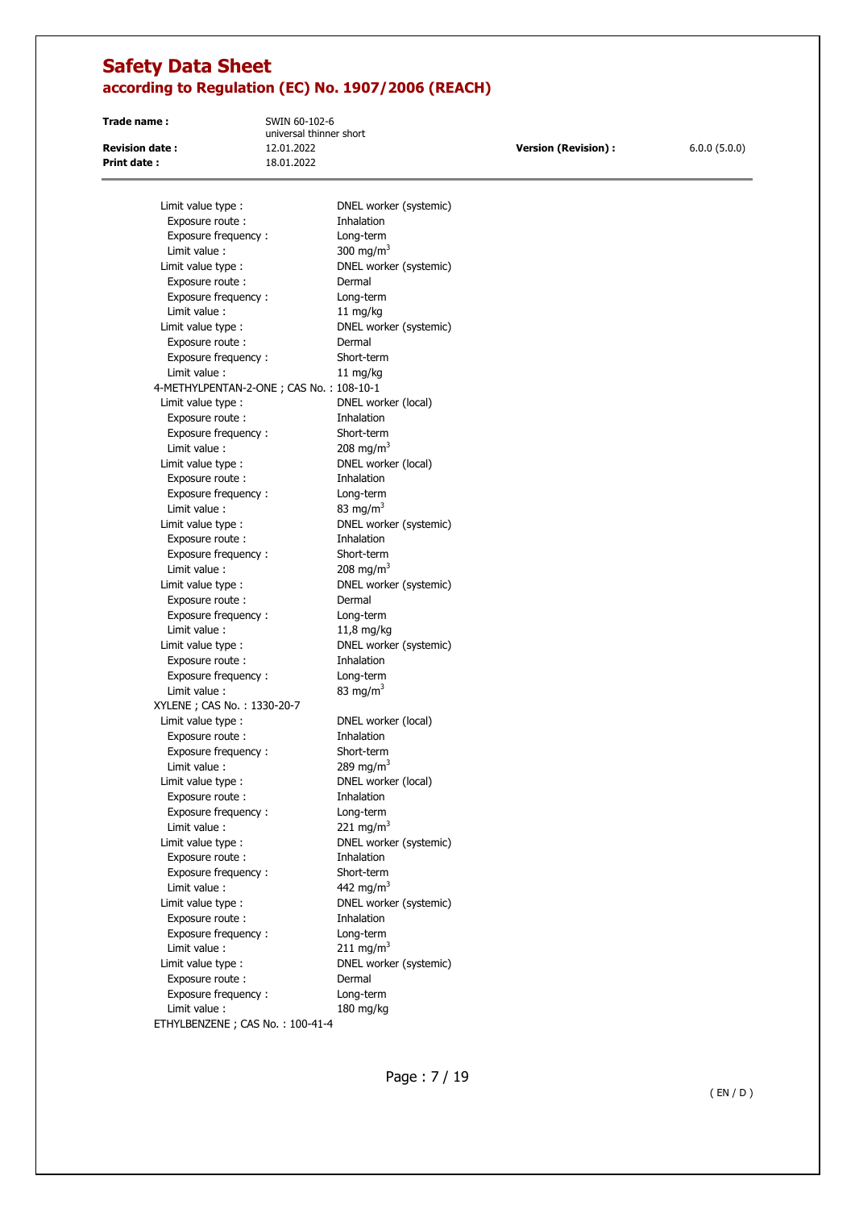Limit value type : DNEL worker (systemic)
Exposure route : Inhalation
Exposure frequency : Long-term
Limit value : 300 mg/m$^3$

Limit value type : DNEL worker (systemic)
Exposure route : Dermal
Exposure frequency : Long-term
Limit value : 11 mg/kg

Limit value type : DNEL worker (systemic)
Exposure route : Dermal
Exposure frequency : Short-term
Limit value : 11 mg/kg

4-METHYLPENTAN-2-ONE ; CAS No. : 108-10-1

Limit value type : DNEL worker (local)
Exposure route : Inhalation
Exposure frequency : Short-term
Limit value : 208 mg/m$^3$

Limit value type : DNEL worker (local)
Exposure route : Inhalation
Exposure frequency : Long-term
Limit value : 83 mg/m$^3$

Limit value type : DNEL worker (systemic)
Exposure route : Inhalation
Exposure frequency : Short-term
Limit value : 208 mg/m$^3$

Limit value type : DNEL worker (systemic)
Exposure route : Dermal
Exposure frequency : Long-term
Limit value : 11,8 mg/kg

Limit value type : DNEL worker (systemic)
Exposure route : Inhalation
Exposure frequency : Long-term
Limit value : 83 mg/m$^3$

XYLENE ; CAS No. : 1330-20-7

Limit value type : DNEL worker (local)
Exposure route : Inhalation
Exposure frequency : Short-term
Limit value : 289 mg/m$^3$

Limit value type : DNEL worker (local)
Exposure route : Inhalation
Exposure frequency : Long-term
Limit value : 221 mg/m$^3$

Limit value type : DNEL worker (systemic)
Exposure route : Inhalation
Exposure frequency : Short-term
Limit value : 442 mg/m$^3$

Limit value type : DNEL worker (systemic)
Exposure route : Inhalation
Exposure frequency : Long-term
Limit value : 211 mg/m$^3$

Limit value type : DNEL worker (systemic)
Exposure route : Dermal
Exposure frequency : Long-term
Limit value : 180 mg/kg

ETHYLBENZENE ; CAS No. : 100-41-4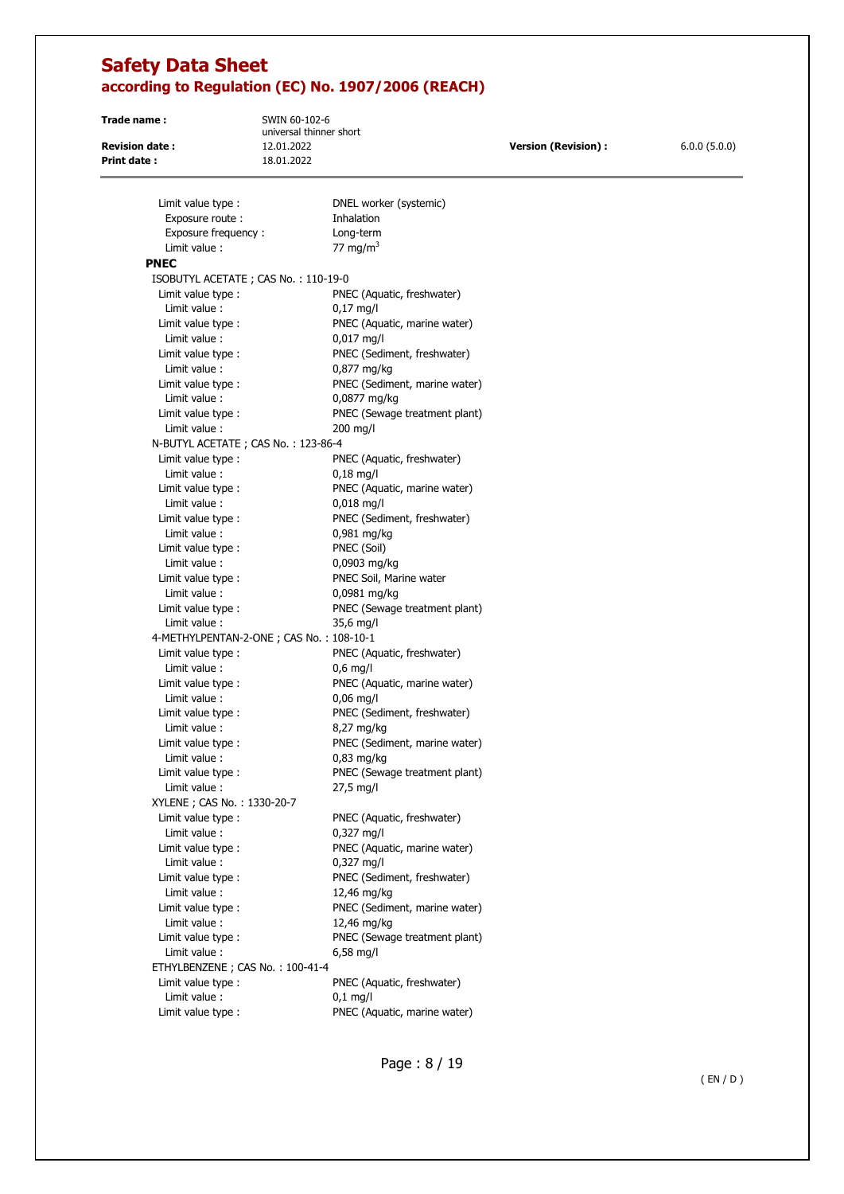| | |
|---|---|
| Limit value type : | DNEL worker (systemic) |
| Exposure route : | Inhalation |
| Exposure frequency : | Long-term |
| Limit value : | 77 mg/m$^3$ |

**PNEC**

ISOBUTYL ACETATE ; CAS No. : 110-19-0

| | |
|---|---|
| Limit value type : | PNEC (Aquatic, freshwater) |
| Limit value : | 0,17 mg/l |
| Limit value type : | PNEC (Aquatic, marine water) |
| Limit value : | 0,017 mg/l |
| Limit value type : | PNEC (Sediment, freshwater) |
| Limit value : | 0,877 mg/kg |
| Limit value type : | PNEC (Sediment, marine water) |
| Limit value : | 0,0877 mg/kg |
| Limit value type : | PNEC (Sewage treatment plant) |
| Limit value : | 200 mg/l |

N-BUTYL ACETATE ; CAS No. : 123-86-4

| | |
|---|---|
| Limit value type : | PNEC (Aquatic, freshwater) |
| Limit value : | 0,18 mg/l |
| Limit value type : | PNEC (Aquatic, marine water) |
| Limit value : | 0,018 mg/l |
| Limit value type : | PNEC (Sediment, freshwater) |
| Limit value : | 0,981 mg/kg |
| Limit value type : | PNEC (Soil) |
| Limit value : | 0,0903 mg/kg |
| Limit value type : | PNEC Soil, Marine water |
| Limit value : | 0,0981 mg/kg |
| Limit value type : | PNEC (Sewage treatment plant) |
| Limit value : | 35,6 mg/l |

4-METHYLPENTAN-2-ONE ; CAS No. : 108-10-1

| | |
|---|---|
| Limit value type : | PNEC (Aquatic, freshwater) |
| Limit value : | 0,6 mg/l |
| Limit value type : | PNEC (Aquatic, marine water) |
| Limit value : | 0,06 mg/l |
| Limit value type : | PNEC (Sediment, freshwater) |
| Limit value : | 8,27 mg/kg |
| Limit value type : | PNEC (Sediment, marine water) |
| Limit value : | 0,83 mg/kg |
| Limit value type : | PNEC (Sewage treatment plant) |
| Limit value : | 27,5 mg/l |

XYLENE ; CAS No. : 1330-20-7

| | |
|---|---|
| Limit value type : | PNEC (Aquatic, freshwater) |
| Limit value : | 0,327 mg/l |
| Limit value type : | PNEC (Aquatic, marine water) |
| Limit value : | 0,327 mg/l |
| Limit value type : | PNEC (Sediment, freshwater) |
| Limit value : | 12,46 mg/kg |
| Limit value type : | PNEC (Sediment, marine water) |
| Limit value : | 12,46 mg/kg |
| Limit value type : | PNEC (Sewage treatment plant) |
| Limit value : | 6,58 mg/l |

ETHYLBENZENE ; CAS No. : 100-41-4

| | |
|---|---|
| Limit value type : | PNEC (Aquatic, freshwater) |
| Limit value : | 0,1 mg/l |
| Limit value type : | PNEC (Aquatic, marine water) |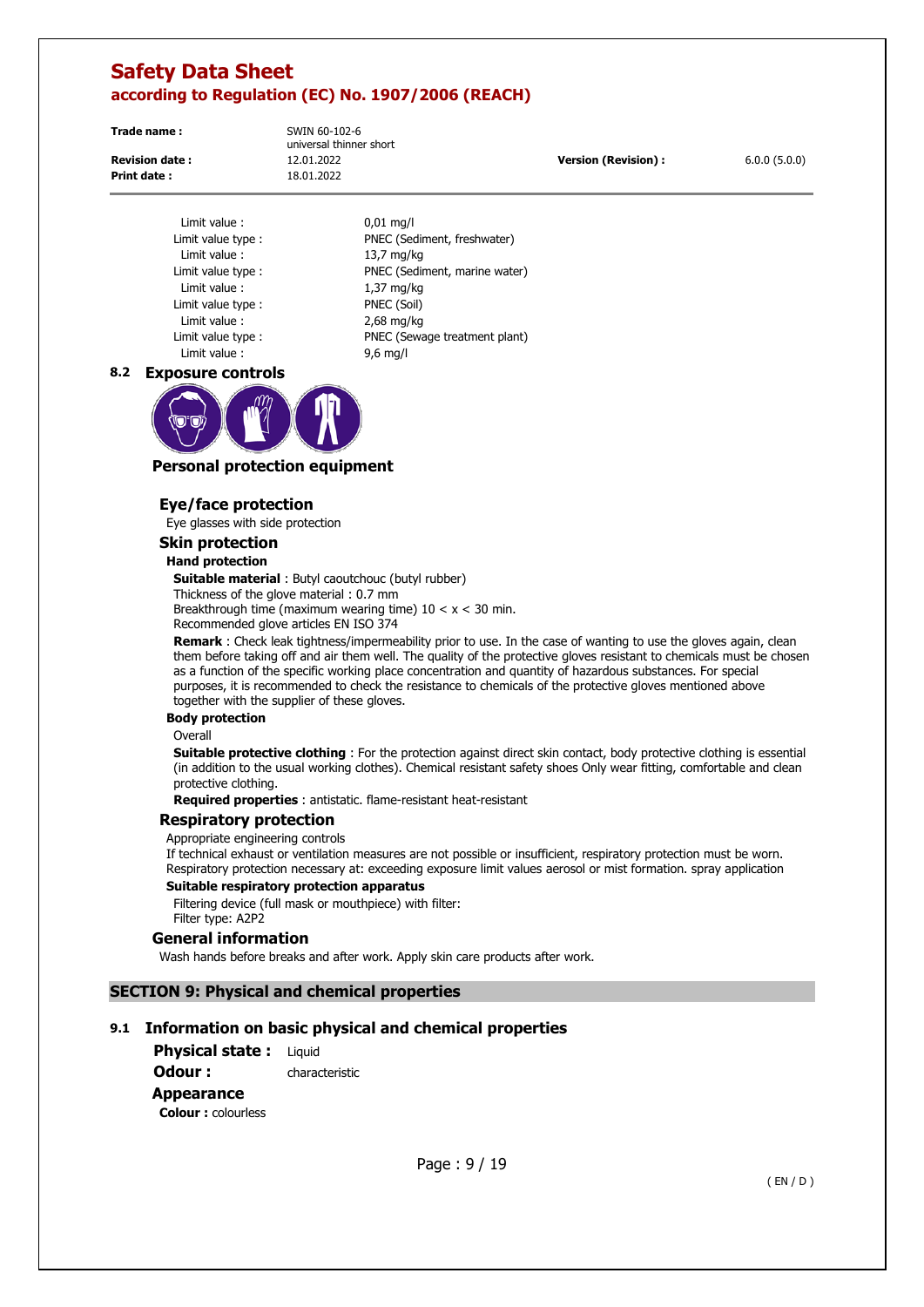Limit value : 0,01 mg/l
Limit value type : PNEC (Sediment, freshwater)
Limit value : 13,7 mg/kg
Limit value type : PNEC (Sediment, marine water)
Limit value : 1,37 mg/kg
Limit value type : PNEC (Soil)
Limit value : 2,68 mg/kg
Limit value type : PNEC (Sewage treatment plant)
Limit value : 9,6 mg/l

## 8.2 Exposure controls

### Personal protection equipment

#### Eye/face protection

Eye glasses with side protection

#### Skin protection

**Hand protection**

**Suitable material** : Butyl caoutchouc (butyl rubber)
Thickness of the glove material : 0.7 mm
Breakthrough time (maximum wearing time) 10 < x < 30 min.
Recommended glove articles EN ISO 374

**Remark** : Check leak tightness/impermeability prior to use. In the case of wanting to use the gloves again, clean them before taking off and air them well. The quality of the protective gloves resistant to chemicals must be chosen as a function of the specific working place concentration and quantity of hazardous substances. For special purposes, it is recommended to check the resistance to chemicals of the protective gloves mentioned above together with the supplier of these gloves.

**Body protection**

Overall

**Suitable protective clothing** : For the protection against direct skin contact, body protective clothing is essential (in addition to the usual working clothes). Chemical resistant safety shoes Only wear fitting, comfortable and clean protective clothing.

**Required properties** : antistatic. flame-resistant heat-resistant

#### Respiratory protection

Appropriate engineering controls
If technical exhaust or ventilation measures are not possible or insufficient, respiratory protection must be worn. Respiratory protection necessary at: exceeding exposure limit values aerosol or mist formation. spray application

**Suitable respiratory protection apparatus**

Filtering device (full mask or mouthpiece) with filter:
Filter type: A2P2

### General information

Wash hands before breaks and after work. Apply skin care products after work.

# SECTION 9: Physical and chemical properties

## 9.1 Information on basic physical and chemical properties

**Physical state :** Liquid
**Odour :** characteristic

**Appearance**

**Colour :** colourless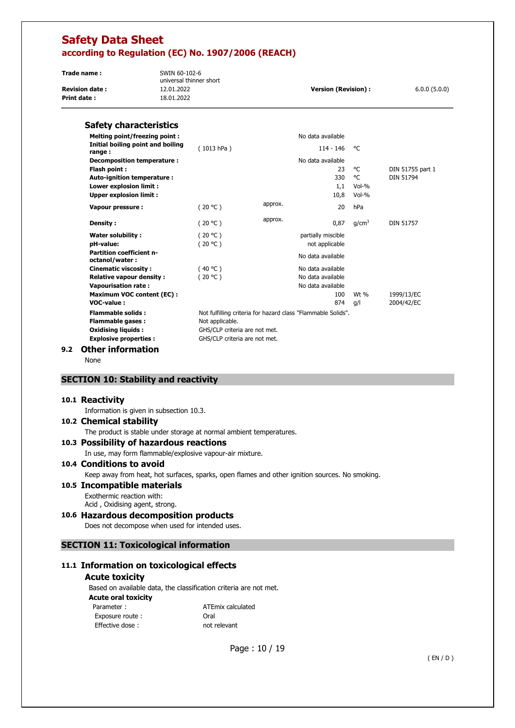### Safety characteristics

| Property | Condition | | Value | Unit | Method |
|---|---|---|---|---|---|
| **Melting point/freezing point :** | | | No data available | | |
| **Initial boiling point and boiling range :** | ( 1013 hPa ) | | 114 - 146 | °C | |
| **Decomposition temperature :** | | | No data available | | |
| **Flash point :** | | | 23 | °C | DIN 51755 part 1 |
| **Auto-ignition temperature :** | | | 330 | °C | DIN 51794 |
| **Lower explosion limit :** | | | 1,1 | Vol-% | |
| **Upper explosion limit :** | | | 10,8 | Vol-% | |
| **Vapour pressure :** | ( 20 °C ) | approx. | 20 | hPa | |
| **Density :** | ( 20 °C ) | approx. | 0,87 | g/cm³ | DIN 51757 |
| **Water solubility :** | ( 20 °C ) | | partially miscible | | |
| **pH-value:** | ( 20 °C ) | | not applicable | | |
| **Partition coefficient n-octanol/water :** | | | No data available | | |
| **Cinematic viscosity :** | ( 40 °C ) | | No data available | | |
| **Relative vapour density :** | ( 20 °C ) | | No data available | | |
| **Vapourisation rate :** | | | No data available | | |
| **Maximum VOC content (EC) :** | | | 100 | Wt % | 1999/13/EC |
| **VOC-value :** | | | 874 | g/l | 2004/42/EC |

**Flammable solids :** Not fulfilling criteria for hazard class "Flammable Solids".
**Flammable gases :** Not applicable.
**Oxidising liquids :** GHS/CLP criteria are not met.
**Explosive properties :** GHS/CLP criteria are not met.

## 9.2 Other information

None

## SECTION 10: Stability and reactivity

### 10.1 Reactivity

Information is given in subsection 10.3.

### 10.2 Chemical stability

The product is stable under storage at normal ambient temperatures.

### 10.3 Possibility of hazardous reactions

In use, may form flammable/explosive vapour-air mixture.

### 10.4 Conditions to avoid

Keep away from heat, hot surfaces, sparks, open flames and other ignition sources. No smoking.

### 10.5 Incompatible materials

Exothermic reaction with:
Acid , Oxidising agent, strong.

### 10.6 Hazardous decomposition products

Does not decompose when used for intended uses.

## SECTION 11: Toxicological information

### 11.1 Information on toxicological effects

#### Acute toxicity

Based on available data, the classification criteria are not met.

**Acute oral toxicity**

Parameter : ATEmix calculated
Exposure route : Oral
Effective dose : not relevant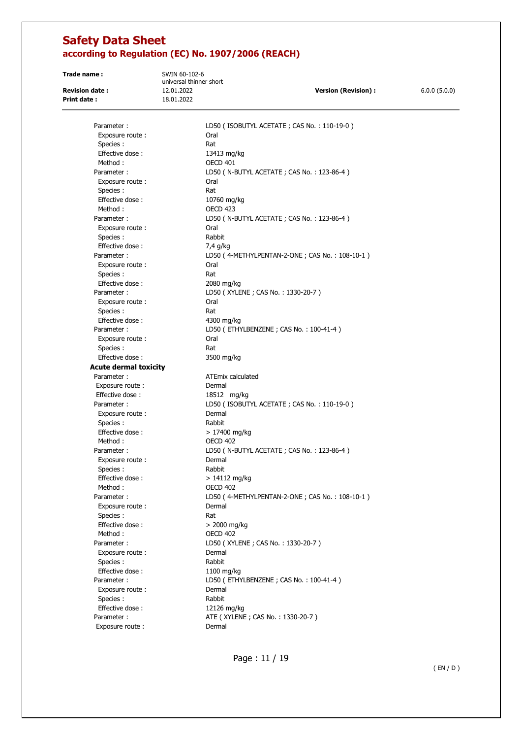| | |
|---|---|
| Parameter : | LD50 ( ISOBUTYL ACETATE ; CAS No. : 110-19-0 ) |
| Exposure route : | Oral |
| Species : | Rat |
| Effective dose : | 13413 mg/kg |
| Method : | OECD 401 |
| Parameter : | LD50 ( N-BUTYL ACETATE ; CAS No. : 123-86-4 ) |
| Exposure route : | Oral |
| Species : | Rat |
| Effective dose : | 10760 mg/kg |
| Method : | OECD 423 |
| Parameter : | LD50 ( N-BUTYL ACETATE ; CAS No. : 123-86-4 ) |
| Exposure route : | Oral |
| Species : | Rabbit |
| Effective dose : | 7,4 g/kg |
| Parameter : | LD50 ( 4-METHYLPENTAN-2-ONE ; CAS No. : 108-10-1 ) |
| Exposure route : | Oral |
| Species : | Rat |
| Effective dose : | 2080 mg/kg |
| Parameter : | LD50 ( XYLENE ; CAS No. : 1330-20-7 ) |
| Exposure route : | Oral |
| Species : | Rat |
| Effective dose : | 4300 mg/kg |
| Parameter : | LD50 ( ETHYLBENZENE ; CAS No. : 100-41-4 ) |
| Exposure route : | Oral |
| Species : | Rat |
| Effective dose : | 3500 mg/kg |

**Acute dermal toxicity**

| | |
|---|---|
| Parameter : | ATEmix calculated |
| Exposure route : | Dermal |
| Effective dose : | 18512 mg/kg |
| Parameter : | LD50 ( ISOBUTYL ACETATE ; CAS No. : 110-19-0 ) |
| Exposure route : | Dermal |
| Species : | Rabbit |
| Effective dose : | > 17400 mg/kg |
| Method : | OECD 402 |
| Parameter : | LD50 ( N-BUTYL ACETATE ; CAS No. : 123-86-4 ) |
| Exposure route : | Dermal |
| Species : | Rabbit |
| Effective dose : | > 14112 mg/kg |
| Method : | OECD 402 |
| Parameter : | LD50 ( 4-METHYLPENTAN-2-ONE ; CAS No. : 108-10-1 ) |
| Exposure route : | Dermal |
| Species : | Rat |
| Effective dose : | > 2000 mg/kg |
| Method : | OECD 402 |
| Parameter : | LD50 ( XYLENE ; CAS No. : 1330-20-7 ) |
| Exposure route : | Dermal |
| Species : | Rabbit |
| Effective dose : | 1100 mg/kg |
| Parameter : | LD50 ( ETHYLBENZENE ; CAS No. : 100-41-4 ) |
| Exposure route : | Dermal |
| Species : | Rabbit |
| Effective dose : | 12126 mg/kg |
| Parameter : | ATE ( XYLENE ; CAS No. : 1330-20-7 ) |
| Exposure route : | Dermal |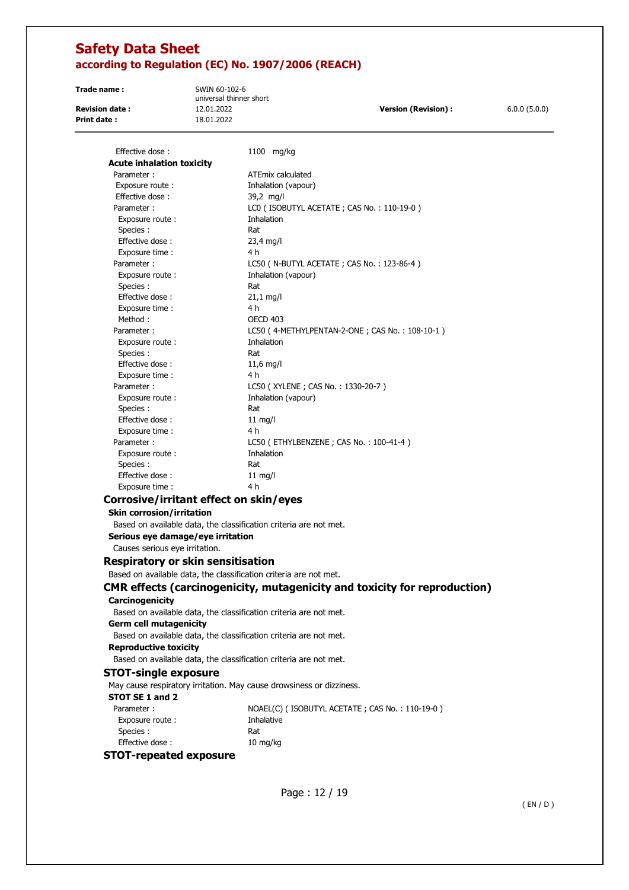Effective dose : 1100 mg/kg

**Acute inhalation toxicity**

| | |
|---|---|
| Parameter : | ATEmix calculated |
| Exposure route : | Inhalation (vapour) |
| Effective dose : | 39,2 mg/l |
| Parameter : | LC0 ( ISOBUTYL ACETATE ; CAS No. : 110-19-0 ) |
| Exposure route : | Inhalation |
| Species : | Rat |
| Effective dose : | 23,4 mg/l |
| Exposure time : | 4 h |
| Parameter : | LC50 ( N-BUTYL ACETATE ; CAS No. : 123-86-4 ) |
| Exposure route : | Inhalation (vapour) |
| Species : | Rat |
| Effective dose : | 21,1 mg/l |
| Exposure time : | 4 h |
| Method : | OECD 403 |
| Parameter : | LC50 ( 4-METHYLPENTAN-2-ONE ; CAS No. : 108-10-1 ) |
| Exposure route : | Inhalation |
| Species : | Rat |
| Effective dose : | 11,6 mg/l |
| Exposure time : | 4 h |
| Parameter : | LC50 ( XYLENE ; CAS No. : 1330-20-7 ) |
| Exposure route : | Inhalation (vapour) |
| Species : | Rat |
| Effective dose : | 11 mg/l |
| Exposure time : | 4 h |
| Parameter : | LC50 ( ETHYLBENZENE ; CAS No. : 100-41-4 ) |
| Exposure route : | Inhalation |
| Species : | Rat |
| Effective dose : | 11 mg/l |
| Exposure time : | 4 h |

## Corrosive/irritant effect on skin/eyes

**Skin corrosion/irritation**

Based on available data, the classification criteria are not met.

**Serious eye damage/eye irritation**

Causes serious eye irritation.

## Respiratory or skin sensitisation

Based on available data, the classification criteria are not met.

## CMR effects (carcinogenicity, mutagenicity and toxicity for reproduction)

**Carcinogenicity**

Based on available data, the classification criteria are not met.

**Germ cell mutagenicity**

Based on available data, the classification criteria are not met.

**Reproductive toxicity**

Based on available data, the classification criteria are not met.

## STOT-single exposure

May cause respiratory irritation. May cause drowsiness or dizziness.

**STOT SE 1 and 2**

| | |
|---|---|
| Parameter : | NOAEL(C) ( ISOBUTYL ACETATE ; CAS No. : 110-19-0 ) |
| Exposure route : | Inhalative |
| Species : | Rat |
| Effective dose : | 10 mg/kg |

## STOT-repeated exposure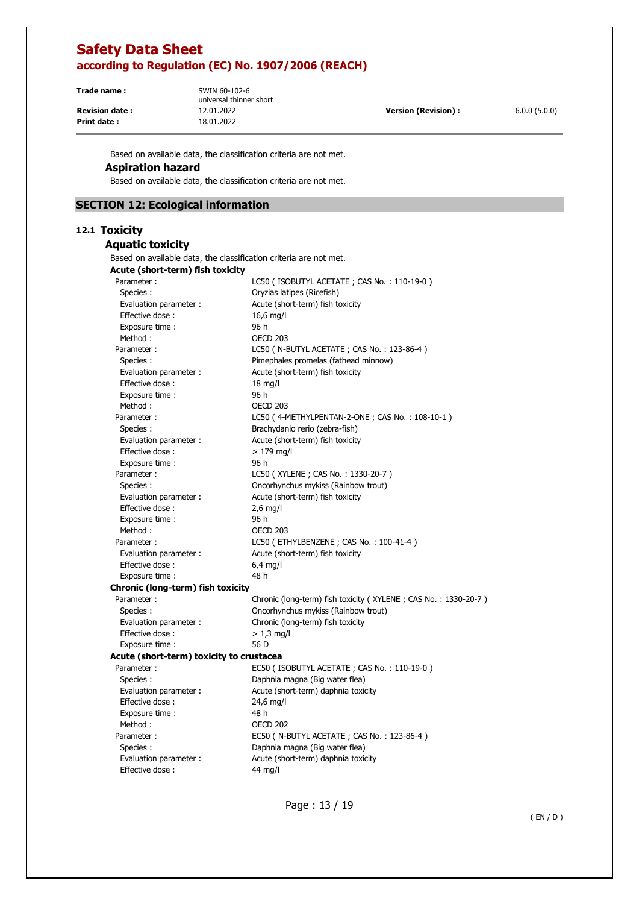Based on available data, the classification criteria are not met.

### Aspiration hazard

Based on available data, the classification criteria are not met.

## SECTION 12: Ecological information

### 12.1 Toxicity

#### Aquatic toxicity

Based on available data, the classification criteria are not met.

**Acute (short-term) fish toxicity**

| | |
|---|---|
| Parameter : | LC50 ( ISOBUTYL ACETATE ; CAS No. : 110-19-0 ) |
| Species : | Oryzias latipes (Ricefish) |
| Evaluation parameter : | Acute (short-term) fish toxicity |
| Effective dose : | 16,6 mg/l |
| Exposure time : | 96 h |
| Method : | OECD 203 |
| Parameter : | LC50 ( N-BUTYL ACETATE ; CAS No. : 123-86-4 ) |
| Species : | Pimephales promelas (fathead minnow) |
| Evaluation parameter : | Acute (short-term) fish toxicity |
| Effective dose : | 18 mg/l |
| Exposure time : | 96 h |
| Method : | OECD 203 |
| Parameter : | LC50 ( 4-METHYLPENTAN-2-ONE ; CAS No. : 108-10-1 ) |
| Species : | Brachydanio rerio (zebra-fish) |
| Evaluation parameter : | Acute (short-term) fish toxicity |
| Effective dose : | > 179 mg/l |
| Exposure time : | 96 h |
| Parameter : | LC50 ( XYLENE ; CAS No. : 1330-20-7 ) |
| Species : | Oncorhynchus mykiss (Rainbow trout) |
| Evaluation parameter : | Acute (short-term) fish toxicity |
| Effective dose : | 2,6 mg/l |
| Exposure time : | 96 h |
| Method : | OECD 203 |
| Parameter : | LC50 ( ETHYLBENZENE ; CAS No. : 100-41-4 ) |
| Evaluation parameter : | Acute (short-term) fish toxicity |
| Effective dose : | 6,4 mg/l |
| Exposure time : | 48 h |

**Chronic (long-term) fish toxicity**

| | |
|---|---|
| Parameter : | Chronic (long-term) fish toxicity ( XYLENE ; CAS No. : 1330-20-7 ) |
| Species : | Oncorhynchus mykiss (Rainbow trout) |
| Evaluation parameter : | Chronic (long-term) fish toxicity |
| Effective dose : | > 1,3 mg/l |
| Exposure time : | 56 D |

**Acute (short-term) toxicity to crustacea**

| | |
|---|---|
| Parameter : | EC50 ( ISOBUTYL ACETATE ; CAS No. : 110-19-0 ) |
| Species : | Daphnia magna (Big water flea) |
| Evaluation parameter : | Acute (short-term) daphnia toxicity |
| Effective dose : | 24,6 mg/l |
| Exposure time : | 48 h |
| Method : | OECD 202 |
| Parameter : | EC50 ( N-BUTYL ACETATE ; CAS No. : 123-86-4 ) |
| Species : | Daphnia magna (Big water flea) |
| Evaluation parameter : | Acute (short-term) daphnia toxicity |
| Effective dose : | 44 mg/l |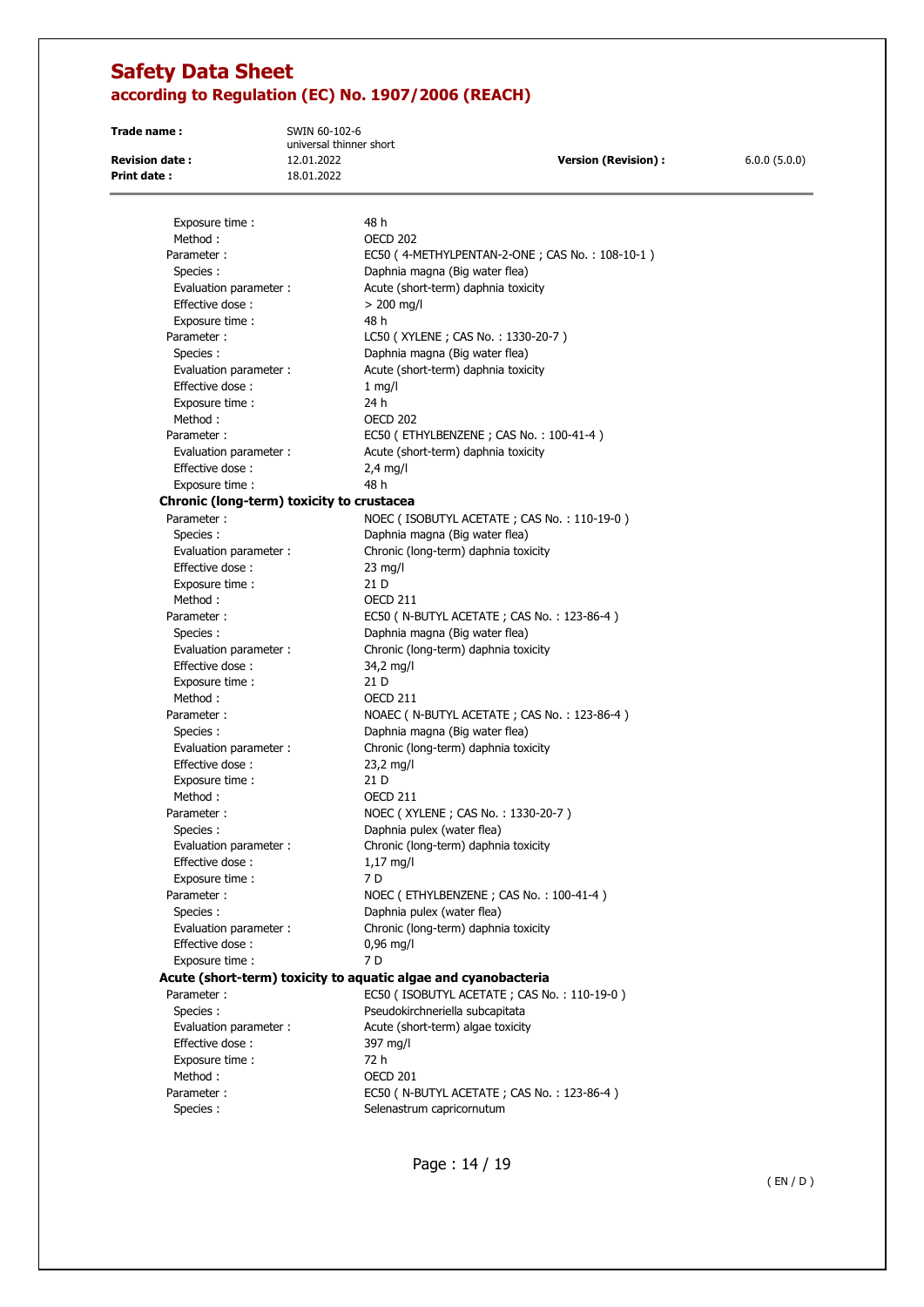Exposure time : 48 h
Method : OECD 202
Parameter : EC50 ( 4-METHYLPENTAN-2-ONE ; CAS No. : 108-10-1 )
Species : Daphnia magna (Big water flea)
Evaluation parameter : Acute (short-term) daphnia toxicity
Effective dose : > 200 mg/l
Exposure time : 48 h
Parameter : LC50 ( XYLENE ; CAS No. : 1330-20-7 )
Species : Daphnia magna (Big water flea)
Evaluation parameter : Acute (short-term) daphnia toxicity
Effective dose : 1 mg/l
Exposure time : 24 h
Method : OECD 202
Parameter : EC50 ( ETHYLBENZENE ; CAS No. : 100-41-4 )
Evaluation parameter : Acute (short-term) daphnia toxicity
Effective dose : 2,4 mg/l
Exposure time : 48 h

**Chronic (long-term) toxicity to crustacea**

Parameter : NOEC ( ISOBUTYL ACETATE ; CAS No. : 110-19-0 )
Species : Daphnia magna (Big water flea)
Evaluation parameter : Chronic (long-term) daphnia toxicity
Effective dose : 23 mg/l
Exposure time : 21 D
Method : OECD 211
Parameter : EC50 ( N-BUTYL ACETATE ; CAS No. : 123-86-4 )
Species : Daphnia magna (Big water flea)
Evaluation parameter : Chronic (long-term) daphnia toxicity
Effective dose : 34,2 mg/l
Exposure time : 21 D
Method : OECD 211
Parameter : NOAEC ( N-BUTYL ACETATE ; CAS No. : 123-86-4 )
Species : Daphnia magna (Big water flea)
Evaluation parameter : Chronic (long-term) daphnia toxicity
Effective dose : 23,2 mg/l
Exposure time : 21 D
Method : OECD 211
Parameter : NOEC ( XYLENE ; CAS No. : 1330-20-7 )
Species : Daphnia pulex (water flea)
Evaluation parameter : Chronic (long-term) daphnia toxicity
Effective dose : 1,17 mg/l
Exposure time : 7 D
Parameter : NOEC ( ETHYLBENZENE ; CAS No. : 100-41-4 )
Species : Daphnia pulex (water flea)
Evaluation parameter : Chronic (long-term) daphnia toxicity
Effective dose : 0,96 mg/l
Exposure time : 7 D

**Acute (short-term) toxicity to aquatic algae and cyanobacteria**

Parameter : EC50 ( ISOBUTYL ACETATE ; CAS No. : 110-19-0 )
Species : Pseudokirchneriella subcapitata
Evaluation parameter : Acute (short-term) algae toxicity
Effective dose : 397 mg/l
Exposure time : 72 h
Method : OECD 201
Parameter : EC50 ( N-BUTYL ACETATE ; CAS No. : 123-86-4 )
Species : Selenastrum capricornutum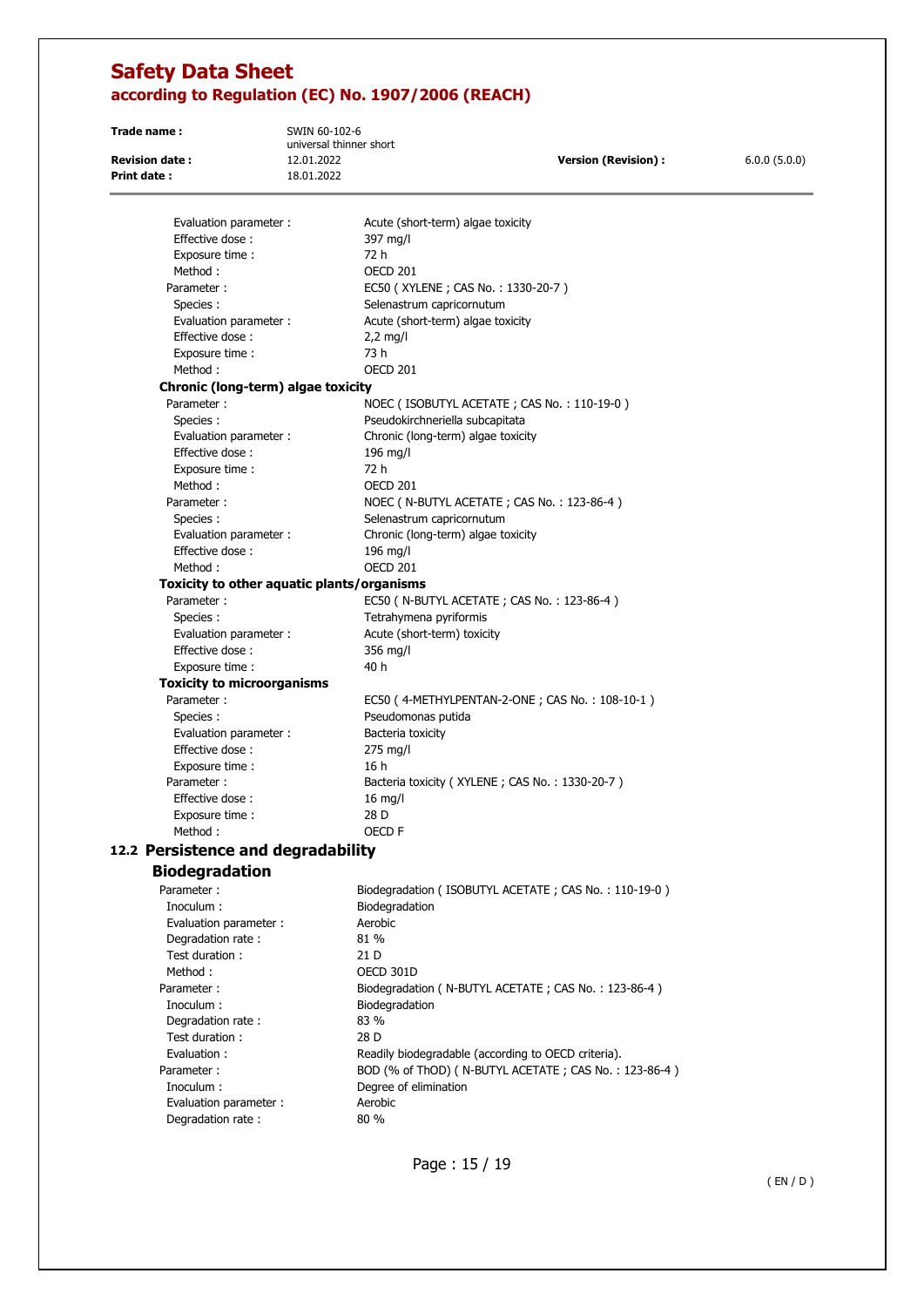Evaluation parameter : Acute (short-term) algae toxicity
Effective dose : 397 mg/l
Exposure time : 72 h
Method : OECD 201

Parameter : EC50 ( XYLENE ; CAS No. : 1330-20-7 )
Species : Selenastrum capricornutum
Evaluation parameter : Acute (short-term) algae toxicity
Effective dose : 2,2 mg/l
Exposure time : 73 h
Method : OECD 201

**Chronic (long-term) algae toxicity**

Parameter : NOEC ( ISOBUTYL ACETATE ; CAS No. : 110-19-0 )
Species : Pseudokirchneriella subcapitata
Evaluation parameter : Chronic (long-term) algae toxicity
Effective dose : 196 mg/l
Exposure time : 72 h
Method : OECD 201

Parameter : NOEC ( N-BUTYL ACETATE ; CAS No. : 123-86-4 )
Species : Selenastrum capricornutum
Evaluation parameter : Chronic (long-term) algae toxicity
Effective dose : 196 mg/l
Method : OECD 201

**Toxicity to other aquatic plants/organisms**

Parameter : EC50 ( N-BUTYL ACETATE ; CAS No. : 123-86-4 )
Species : Tetrahymena pyriformis
Evaluation parameter : Acute (short-term) toxicity
Effective dose : 356 mg/l
Exposure time : 40 h

**Toxicity to microorganisms**

Parameter : EC50 ( 4-METHYLPENTAN-2-ONE ; CAS No. : 108-10-1 )
Species : Pseudomonas putida
Evaluation parameter : Bacteria toxicity
Effective dose : 275 mg/l
Exposure time : 16 h

Parameter : Bacteria toxicity ( XYLENE ; CAS No. : 1330-20-7 )
Effective dose : 16 mg/l
Exposure time : 28 D
Method : OECD F

## 12.2 Persistence and degradability

### Biodegradation

Parameter : Biodegradation ( ISOBUTYL ACETATE ; CAS No. : 110-19-0 )
Inoculum : Biodegradation
Evaluation parameter : Aerobic
Degradation rate : 81 %
Test duration : 21 D
Method : OECD 301D

Parameter : Biodegradation ( N-BUTYL ACETATE ; CAS No. : 123-86-4 )
Inoculum : Biodegradation
Degradation rate : 83 %
Test duration : 28 D
Evaluation : Readily biodegradable (according to OECD criteria).

Parameter : BOD (% of ThOD) ( N-BUTYL ACETATE ; CAS No. : 123-86-4 )
Inoculum : Degree of elimination
Evaluation parameter : Aerobic
Degradation rate : 80 %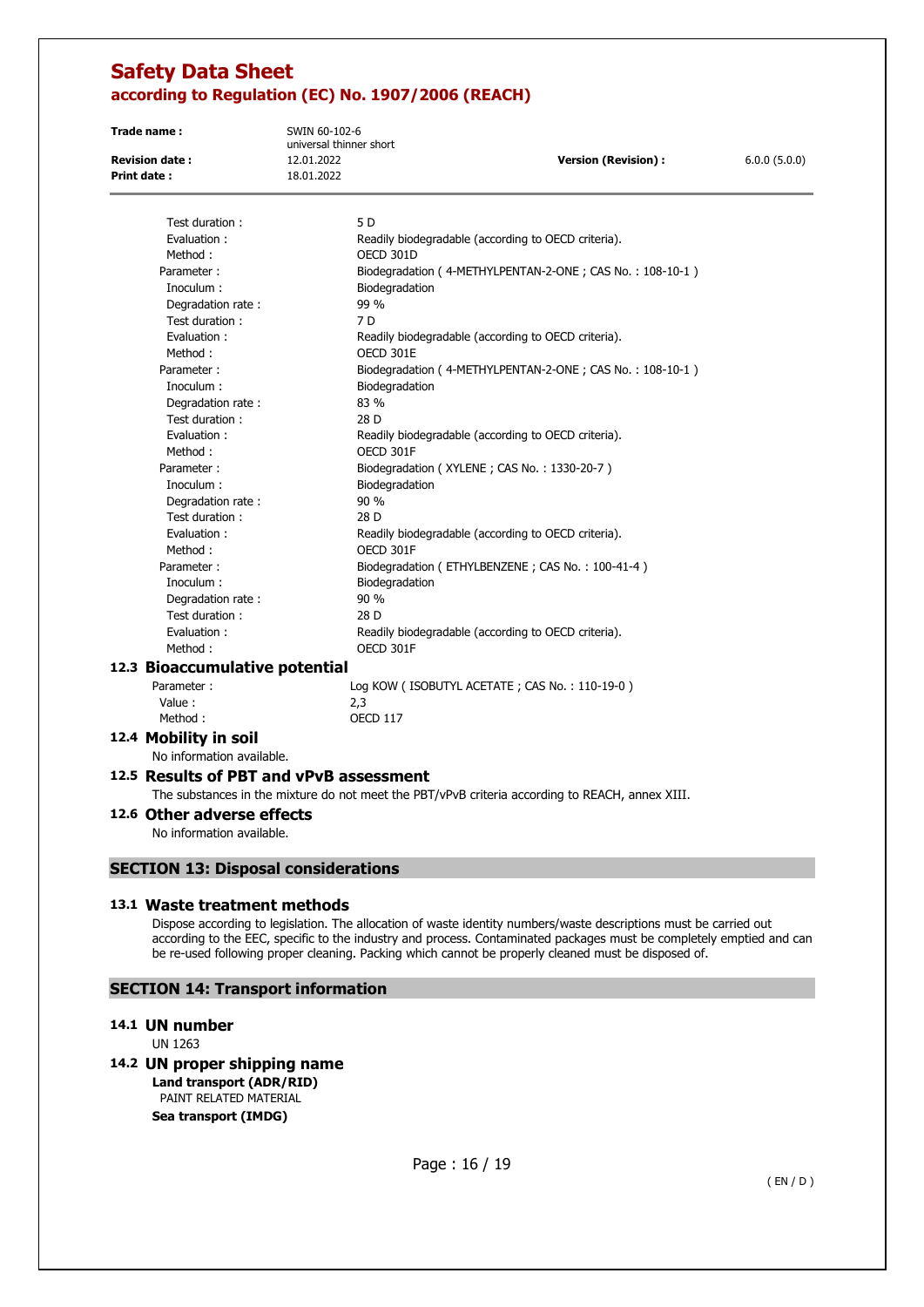| | |
|---|---|
| Test duration : | 5 D |
| Evaluation : | Readily biodegradable (according to OECD criteria). |
| Method : | OECD 301D |
| Parameter : | Biodegradation ( 4-METHYLPENTAN-2-ONE ; CAS No. : 108-10-1 ) |
| Inoculum : | Biodegradation |
| Degradation rate : | 99 % |
| Test duration : | 7 D |
| Evaluation : | Readily biodegradable (according to OECD criteria). |
| Method : | OECD 301E |
| Parameter : | Biodegradation ( 4-METHYLPENTAN-2-ONE ; CAS No. : 108-10-1 ) |
| Inoculum : | Biodegradation |
| Degradation rate : | 83 % |
| Test duration : | 28 D |
| Evaluation : | Readily biodegradable (according to OECD criteria). |
| Method : | OECD 301F |
| Parameter : | Biodegradation ( XYLENE ; CAS No. : 1330-20-7 ) |
| Inoculum : | Biodegradation |
| Degradation rate : | 90 % |
| Test duration : | 28 D |
| Evaluation : | Readily biodegradable (according to OECD criteria). |
| Method : | OECD 301F |
| Parameter : | Biodegradation ( ETHYLBENZENE ; CAS No. : 100-41-4 ) |
| Inoculum : | Biodegradation |
| Degradation rate : | 90 % |
| Test duration : | 28 D |
| Evaluation : | Readily biodegradable (according to OECD criteria). |
| Method : | OECD 301F |

### 12.3 Bioaccumulative potential

| | |
|---|---|
| Parameter : | Log KOW ( ISOBUTYL ACETATE ; CAS No. : 110-19-0 ) |
| Value : | 2,3 |
| Method : | OECD 117 |

### 12.4 Mobility in soil

No information available.

### 12.5 Results of PBT and vPvB assessment

The substances in the mixture do not meet the PBT/vPvB criteria according to REACH, annex XIII.

### 12.6 Other adverse effects

No information available.

## SECTION 13: Disposal considerations

### 13.1 Waste treatment methods

Dispose according to legislation. The allocation of waste identity numbers/waste descriptions must be carried out according to the EEC, specific to the industry and process. Contaminated packages must be completely emptied and can be re-used following proper cleaning. Packing which cannot be properly cleaned must be disposed of.

## SECTION 14: Transport information

### 14.1 UN number

UN 1263

### 14.2 UN proper shipping name

**Land transport (ADR/RID)**

PAINT RELATED MATERIAL

**Sea transport (IMDG)**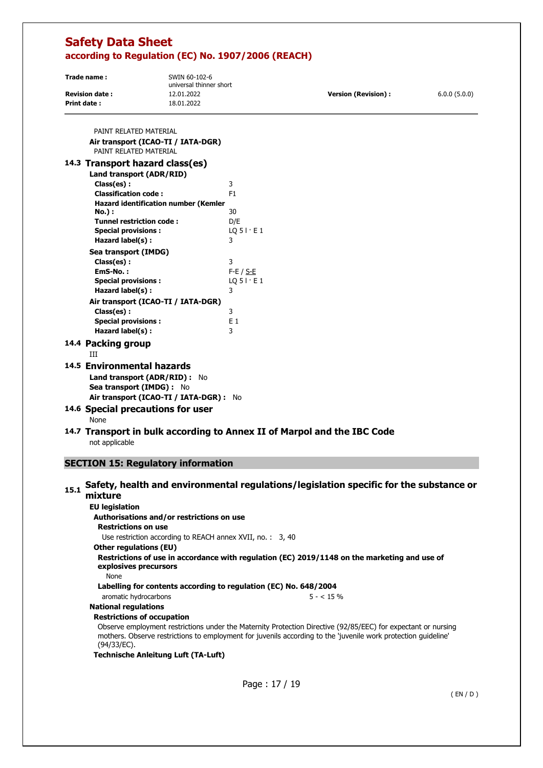PAINT RELATED MATERIAL

**Air transport (ICAO-TI / IATA-DGR)**

PAINT RELATED MATERIAL

## 14.3 Transport hazard class(es)

**Land transport (ADR/RID)**

| | |
|---|---|
| **Class(es) :** | 3 |
| **Classification code :** | F1 |
| **Hazard identification number (Kemler No.) :** | 30 |
| **Tunnel restriction code :** | D/E |
| **Special provisions :** | LQ 5 l · E 1 |
| **Hazard label(s) :** | 3 |

**Sea transport (IMDG)**

| | |
|---|---|
| **Class(es) :** | 3 |
| **EmS-No. :** | F-E / S-E |
| **Special provisions :** | LQ 5 l · E 1 |
| **Hazard label(s) :** | 3 |

**Air transport (ICAO-TI / IATA-DGR)**

| | |
|---|---|
| **Class(es) :** | 3 |
| **Special provisions :** | E 1 |
| **Hazard label(s) :** | 3 |

## 14.4 Packing group

III

## 14.5 Environmental hazards

**Land transport (ADR/RID) :** No

**Sea transport (IMDG) :** No

**Air transport (ICAO-TI / IATA-DGR) :** No

## 14.6 Special precautions for user

None

## 14.7 Transport in bulk according to Annex II of Marpol and the IBC Code

not applicable

# SECTION 15: Regulatory information

## 15.1 Safety, health and environmental regulations/legislation specific for the substance or mixture

**EU legislation**

**Authorisations and/or restrictions on use**

**Restrictions on use**

Use restriction according to REACH annex XVII, no. : 3, 40

**Other regulations (EU)**

**Restrictions of use in accordance with regulation (EC) 2019/1148 on the marketing and use of explosives precursors**

None

**Labelling for contents according to regulation (EC) No. 648/2004**

| | |
|---|---|
| aromatic hydrocarbons | 5 - < 15 % |

**National regulations**

**Restrictions of occupation**

Observe employment restrictions under the Maternity Protection Directive (92/85/EEC) for expectant or nursing mothers. Observe restrictions to employment for juvenils according to the 'juvenile work protection guideline' (94/33/EC).

**Technische Anleitung Luft (TA-Luft)**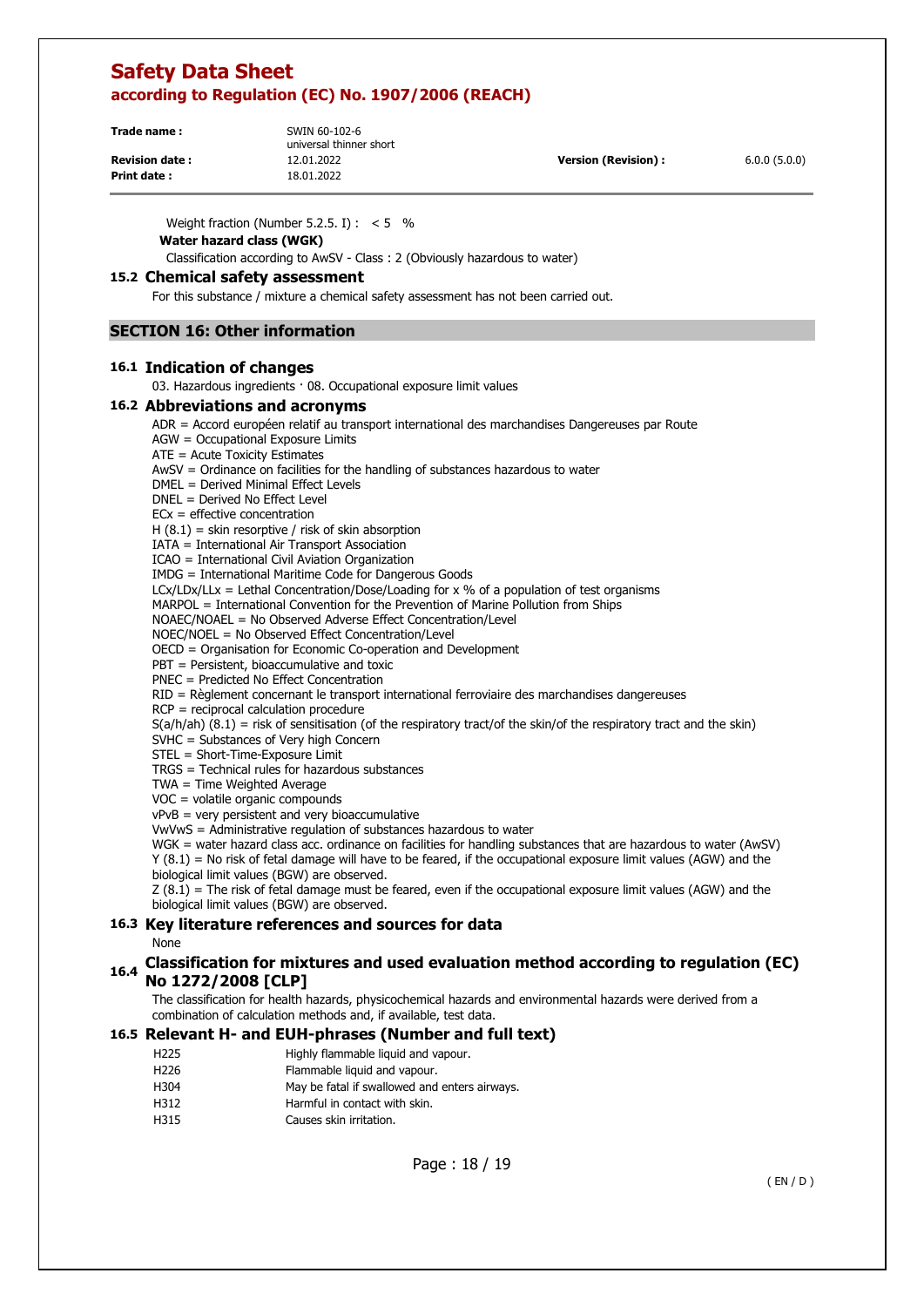Weight fraction (Number 5.2.5. I) : < 5 %

**Water hazard class (WGK)**

Classification according to AwSV - Class : 2 (Obviously hazardous to water)

### 15.2 Chemical safety assessment

For this substance / mixture a chemical safety assessment has not been carried out.

## SECTION 16: Other information

### 16.1 Indication of changes

03. Hazardous ingredients · 08. Occupational exposure limit values

### 16.2 Abbreviations and acronyms

ADR = Accord européen relatif au transport international des marchandises Dangereuses par Route
AGW = Occupational Exposure Limits
ATE = Acute Toxicity Estimates
AwSV = Ordinance on facilities for the handling of substances hazardous to water
DMEL = Derived Minimal Effect Levels
DNEL = Derived No Effect Level
ECx = effective concentration
H (8.1) = skin resorptive / risk of skin absorption
IATA = International Air Transport Association
ICAO = International Civil Aviation Organization
IMDG = International Maritime Code for Dangerous Goods
LCx/LDx/LLx = Lethal Concentration/Dose/Loading for x % of a population of test organisms
MARPOL = International Convention for the Prevention of Marine Pollution from Ships
NOAEC/NOAEL = No Observed Adverse Effect Concentration/Level
NOEC/NOEL = No Observed Effect Concentration/Level
OECD = Organisation for Economic Co-operation and Development
PBT = Persistent, bioaccumulative and toxic
PNEC = Predicted No Effect Concentration
RID = Règlement concernant le transport international ferroviaire des marchandises dangereuses
RCP = reciprocal calculation procedure
S(a/h/ah) (8.1) = risk of sensitisation (of the respiratory tract/of the skin/of the respiratory tract and the skin)
SVHC = Substances of Very high Concern
STEL = Short-Time-Exposure Limit
TRGS = Technical rules for hazardous substances
TWA = Time Weighted Average
VOC = volatile organic compounds
vPvB = very persistent and very bioaccumulative
VwVwS = Administrative regulation of substances hazardous to water
WGK = water hazard class acc. ordinance on facilities for handling substances that are hazardous to water (AwSV)
Y (8.1) = No risk of fetal damage will have to be feared, if the occupational exposure limit values (AGW) and the biological limit values (BGW) are observed.
Z (8.1) = The risk of fetal damage must be feared, even if the occupational exposure limit values (AGW) and the biological limit values (BGW) are observed.

### 16.3 Key literature references and sources for data

None

### 16.4 Classification for mixtures and used evaluation method according to regulation (EC) No 1272/2008 [CLP]

The classification for health hazards, physicochemical hazards and environmental hazards were derived from a combination of calculation methods and, if available, test data.

### 16.5 Relevant H- and EUH-phrases (Number and full text)

| | |
|---|---|
| H225 | Highly flammable liquid and vapour. |
| H226 | Flammable liquid and vapour. |
| H304 | May be fatal if swallowed and enters airways. |
| H312 | Harmful in contact with skin. |
| H315 | Causes skin irritation. |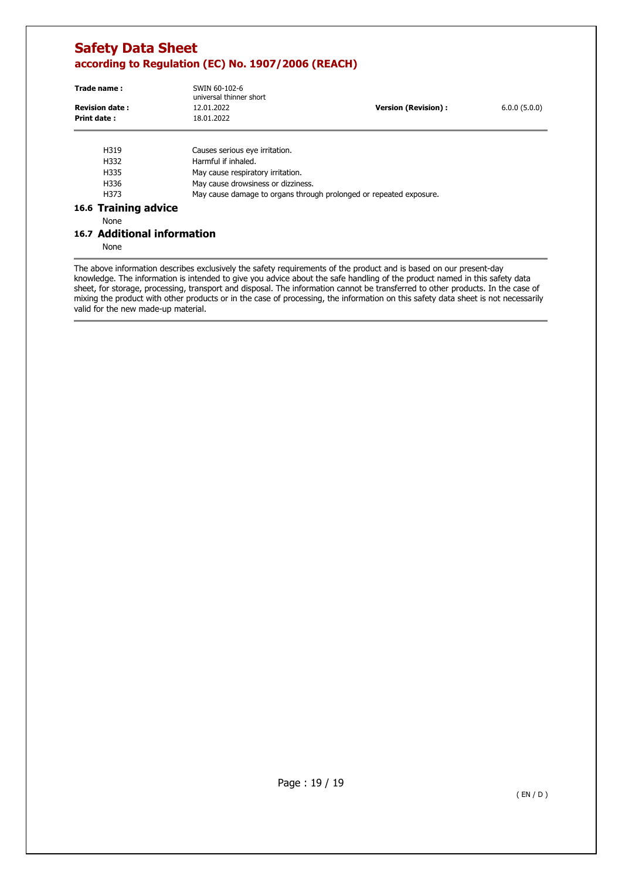| | |
|---|---|
| H319 | Causes serious eye irritation. |
| H332 | Harmful if inhaled. |
| H335 | May cause respiratory irritation. |
| H336 | May cause drowsiness or dizziness. |
| H373 | May cause damage to organs through prolonged or repeated exposure. |

## 16.6 Training advice

None

## 16.7 Additional information

None

The above information describes exclusively the safety requirements of the product and is based on our present-day knowledge. The information is intended to give you advice about the safe handling of the product named in this safety data sheet, for storage, processing, transport and disposal. The information cannot be transferred to other products. In the case of mixing the product with other products or in the case of processing, the information on this safety data sheet is not necessarily valid for the new made-up material.